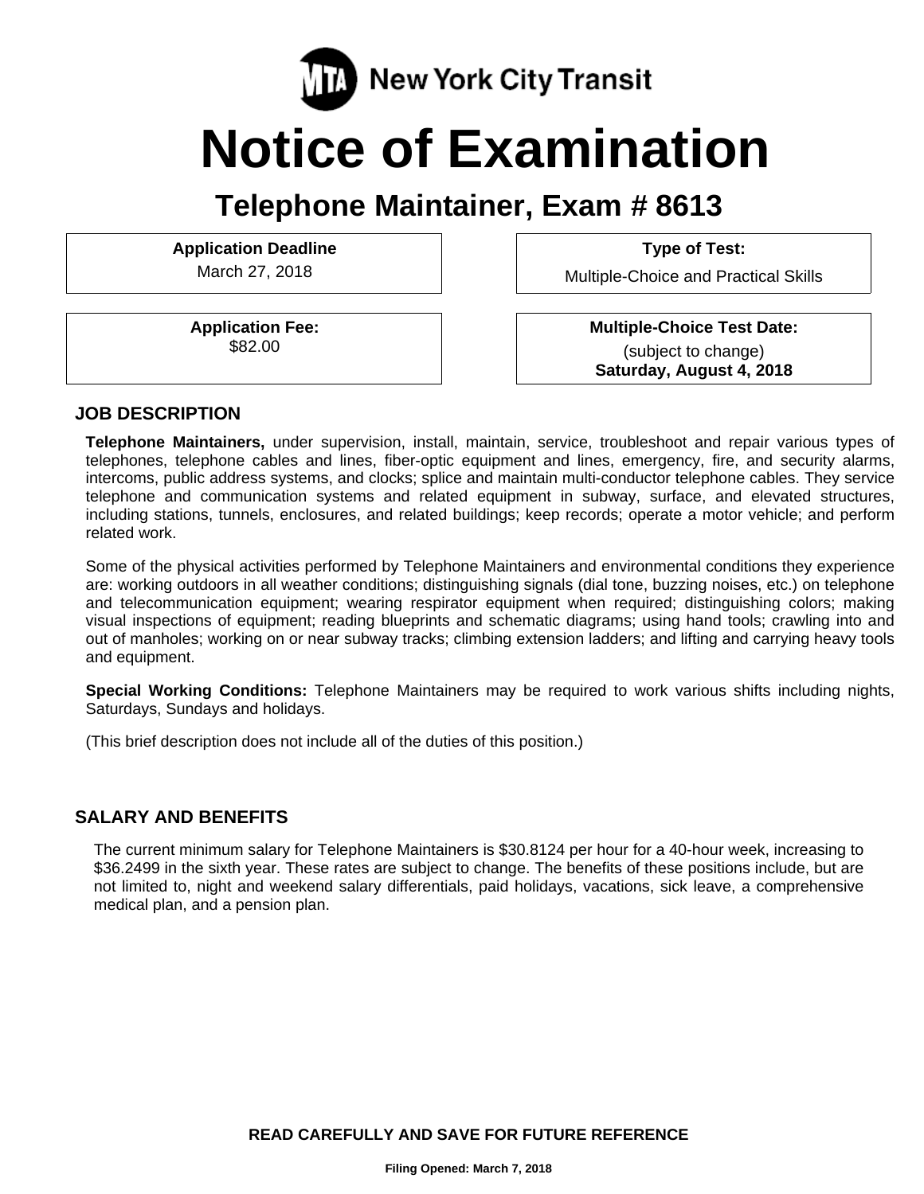New York City Transit

# Notice of Examination

## Telephone Maintainer, Exam # 8613

**Application Deadline**
March 27, 2018

**Type of Test:**
Multiple-Choice and Practical Skills

**Application Fee:**
$82.00

**Multiple-Choice Test Date:**
(subject to change)
**Saturday, August 4, 2018**

## JOB DESCRIPTION

**Telephone Maintainers,** under supervision, install, maintain, service, troubleshoot and repair various types of telephones, telephone cables and lines, fiber-optic equipment and lines, emergency, fire, and security alarms, intercoms, public address systems, and clocks; splice and maintain multi-conductor telephone cables. They service telephone and communication systems and related equipment in subway, surface, and elevated structures, including stations, tunnels, enclosures, and related buildings; keep records; operate a motor vehicle; and perform related work.

Some of the physical activities performed by Telephone Maintainers and environmental conditions they experience are: working outdoors in all weather conditions; distinguishing signals (dial tone, buzzing noises, etc.) on telephone and telecommunication equipment; wearing respirator equipment when required; distinguishing colors; making visual inspections of equipment; reading blueprints and schematic diagrams; using hand tools; crawling into and out of manholes; working on or near subway tracks; climbing extension ladders; and lifting and carrying heavy tools and equipment.

**Special Working Conditions:** Telephone Maintainers may be required to work various shifts including nights, Saturdays, Sundays and holidays.

(This brief description does not include all of the duties of this position.)

## SALARY AND BENEFITS

The current minimum salary for Telephone Maintainers is $30.8124 per hour for a 40-hour week, increasing to $36.2499 in the sixth year. These rates are subject to change. The benefits of these positions include, but are not limited to, night and weekend salary differentials, paid holidays, vacations, sick leave, a comprehensive medical plan, and a pension plan.

**READ CAREFULLY AND SAVE FOR FUTURE REFERENCE**

**Filing Opened: March 7, 2018**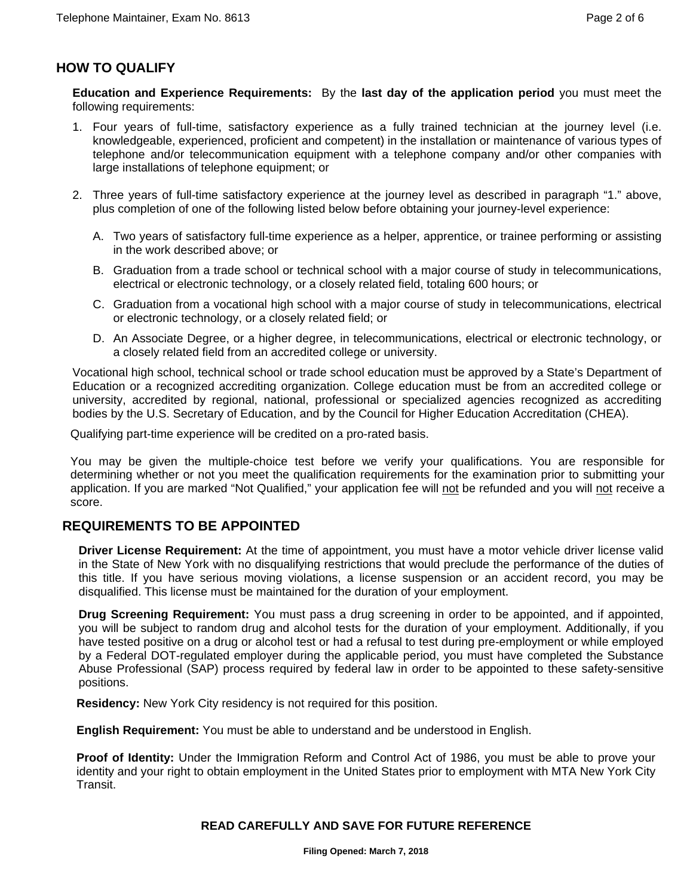## HOW TO QUALIFY

**Education and Experience Requirements:** By the **last day of the application period** you must meet the following requirements:

1. Four years of full-time, satisfactory experience as a fully trained technician at the journey level (i.e. knowledgeable, experienced, proficient and competent) in the installation or maintenance of various types of telephone and/or telecommunication equipment with a telephone company and/or other companies with large installations of telephone equipment; or

2. Three years of full-time satisfactory experience at the journey level as described in paragraph "1." above, plus completion of one of the following listed below before obtaining your journey-level experience:

   A. Two years of satisfactory full-time experience as a helper, apprentice, or trainee performing or assisting in the work described above; or

   B. Graduation from a trade school or technical school with a major course of study in telecommunications, electrical or electronic technology, or a closely related field, totaling 600 hours; or

   C. Graduation from a vocational high school with a major course of study in telecommunications, electrical or electronic technology, or a closely related field; or

   D. An Associate Degree, or a higher degree, in telecommunications, electrical or electronic technology, or a closely related field from an accredited college or university.

Vocational high school, technical school or trade school education must be approved by a State's Department of Education or a recognized accrediting organization. College education must be from an accredited college or university, accredited by regional, national, professional or specialized agencies recognized as accrediting bodies by the U.S. Secretary of Education, and by the Council for Higher Education Accreditation (CHEA).

Qualifying part-time experience will be credited on a pro-rated basis.

You may be given the multiple-choice test before we verify your qualifications. You are responsible for determining whether or not you meet the qualification requirements for the examination prior to submitting your application. If you are marked "Not Qualified," your application fee will not be refunded and you will not receive a score.

## REQUIREMENTS TO BE APPOINTED

**Driver License Requirement:** At the time of appointment, you must have a motor vehicle driver license valid in the State of New York with no disqualifying restrictions that would preclude the performance of the duties of this title. If you have serious moving violations, a license suspension or an accident record, you may be disqualified. This license must be maintained for the duration of your employment.

**Drug Screening Requirement:** You must pass a drug screening in order to be appointed, and if appointed, you will be subject to random drug and alcohol tests for the duration of your employment. Additionally, if you have tested positive on a drug or alcohol test or had a refusal to test during pre-employment or while employed by a Federal DOT-regulated employer during the applicable period, you must have completed the Substance Abuse Professional (SAP) process required by federal law in order to be appointed to these safety-sensitive positions.

**Residency:** New York City residency is not required for this position.

**English Requirement:** You must be able to understand and be understood in English.

**Proof of Identity:** Under the Immigration Reform and Control Act of 1986, you must be able to prove your identity and your right to obtain employment in the United States prior to employment with MTA New York City Transit.

**READ CAREFULLY AND SAVE FOR FUTURE REFERENCE**

**Filing Opened: March 7, 2018**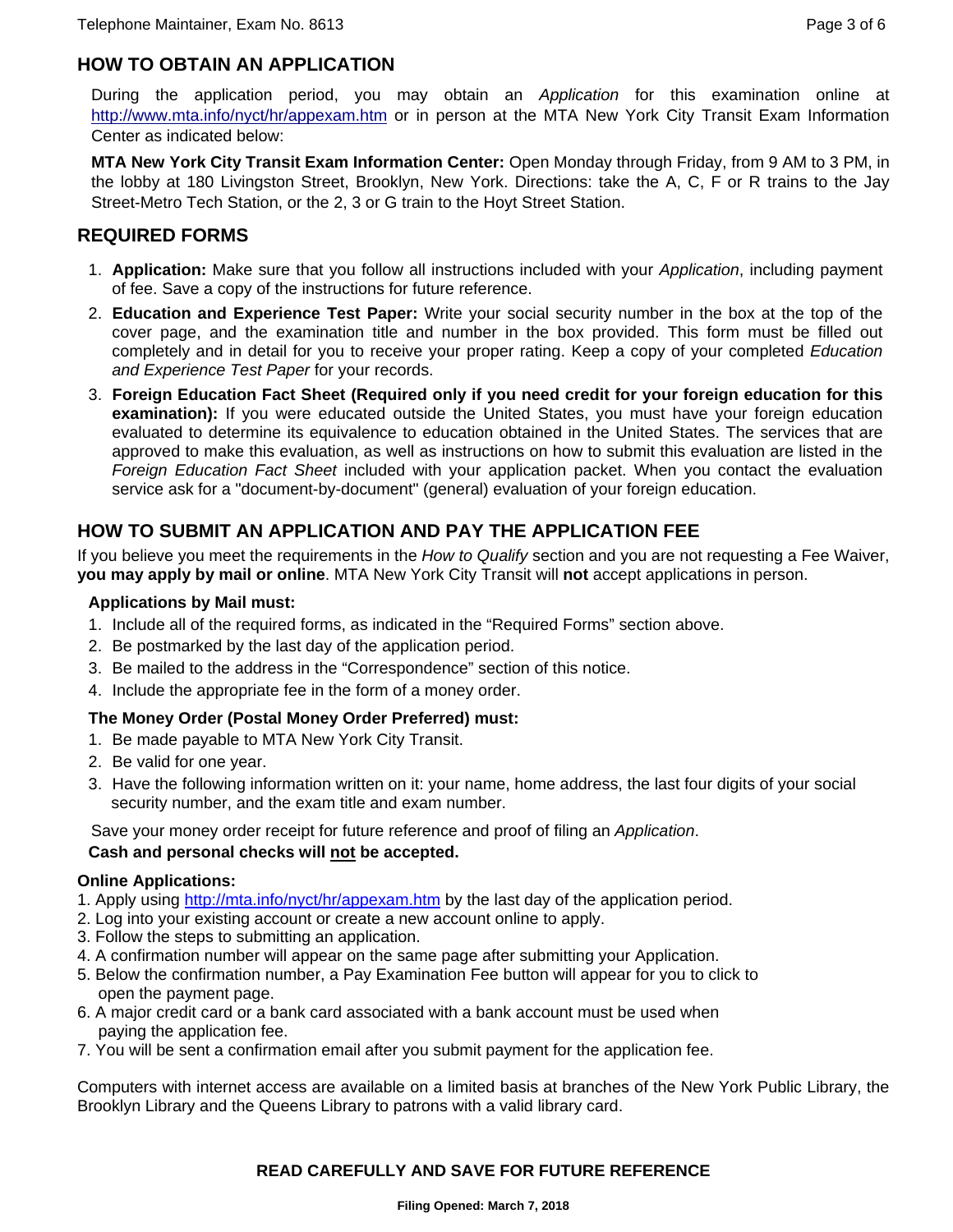## HOW TO OBTAIN AN APPLICATION

During the application period, you may obtain an *Application* for this examination online at http://www.mta.info/nyct/hr/appexam.htm or in person at the MTA New York City Transit Exam Information Center as indicated below:

**MTA New York City Transit Exam Information Center:** Open Monday through Friday, from 9 AM to 3 PM, in the lobby at 180 Livingston Street, Brooklyn, New York. Directions: take the A, C, F or R trains to the Jay Street-Metro Tech Station, or the 2, 3 or G train to the Hoyt Street Station.

## REQUIRED FORMS

1. **Application:** Make sure that you follow all instructions included with your *Application*, including payment of fee. Save a copy of the instructions for future reference.
2. **Education and Experience Test Paper:** Write your social security number in the box at the top of the cover page, and the examination title and number in the box provided. This form must be filled out completely and in detail for you to receive your proper rating. Keep a copy of your completed *Education and Experience Test Paper* for your records.
3. **Foreign Education Fact Sheet (Required only if you need credit for your foreign education for this examination):** If you were educated outside the United States, you must have your foreign education evaluated to determine its equivalence to education obtained in the United States. The services that are approved to make this evaluation, as well as instructions on how to submit this evaluation are listed in the *Foreign Education Fact Sheet* included with your application packet. When you contact the evaluation service ask for a "document-by-document" (general) evaluation of your foreign education.

## HOW TO SUBMIT AN APPLICATION AND PAY THE APPLICATION FEE

If you believe you meet the requirements in the *How to Qualify* section and you are not requesting a Fee Waiver, **you may apply by mail or online**. MTA New York City Transit will **not** accept applications in person.

**Applications by Mail must:**

1. Include all of the required forms, as indicated in the "Required Forms" section above.
2. Be postmarked by the last day of the application period.
3. Be mailed to the address in the "Correspondence" section of this notice.
4. Include the appropriate fee in the form of a money order.

**The Money Order (Postal Money Order Preferred) must:**

1. Be made payable to MTA New York City Transit.
2. Be valid for one year.
3. Have the following information written on it: your name, home address, the last four digits of your social security number, and the exam title and exam number.

Save your money order receipt for future reference and proof of filing an *Application*.

**Cash and personal checks will not be accepted.**

**Online Applications:**

1. Apply using http://mta.info/nyct/hr/appexam.htm by the last day of the application period.
2. Log into your existing account or create a new account online to apply.
3. Follow the steps to submitting an application.
4. A confirmation number will appear on the same page after submitting your Application.
5. Below the confirmation number, a Pay Examination Fee button will appear for you to click to open the payment page.
6. A major credit card or a bank card associated with a bank account must be used when paying the application fee.
7. You will be sent a confirmation email after you submit payment for the application fee.

Computers with internet access are available on a limited basis at branches of the New York Public Library, the Brooklyn Library and the Queens Library to patrons with a valid library card.

**READ CAREFULLY AND SAVE FOR FUTURE REFERENCE**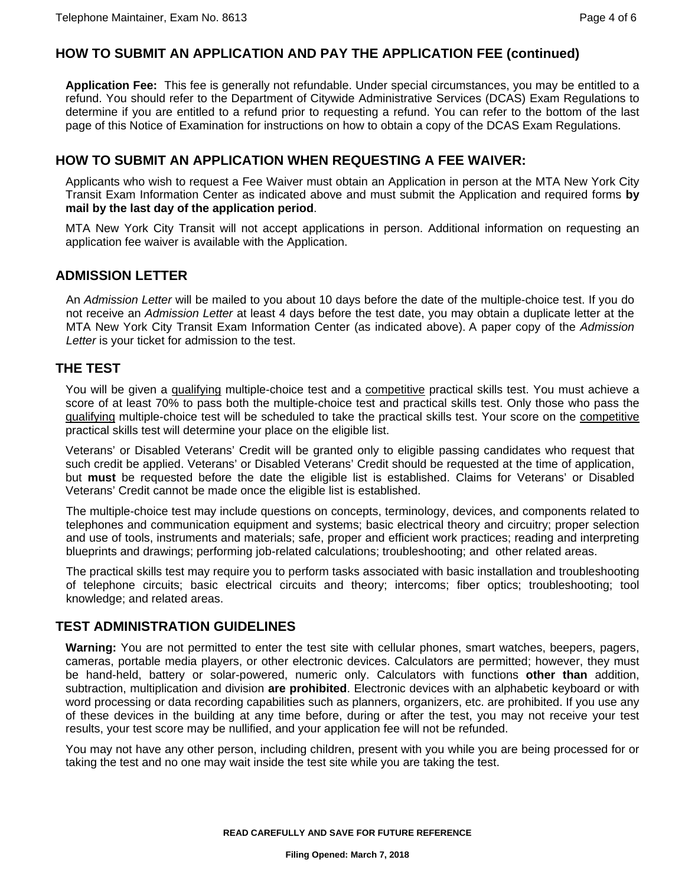## HOW TO SUBMIT AN APPLICATION AND PAY THE APPLICATION FEE (continued)

**Application Fee:** This fee is generally not refundable. Under special circumstances, you may be entitled to a refund. You should refer to the Department of Citywide Administrative Services (DCAS) Exam Regulations to determine if you are entitled to a refund prior to requesting a refund. You can refer to the bottom of the last page of this Notice of Examination for instructions on how to obtain a copy of the DCAS Exam Regulations.

## HOW TO SUBMIT AN APPLICATION WHEN REQUESTING A FEE WAIVER:

Applicants who wish to request a Fee Waiver must obtain an Application in person at the MTA New York City Transit Exam Information Center as indicated above and must submit the Application and required forms **by mail by the last day of the application period**.

MTA New York City Transit will not accept applications in person. Additional information on requesting an application fee waiver is available with the Application.

## ADMISSION LETTER

An *Admission Letter* will be mailed to you about 10 days before the date of the multiple-choice test. If you do not receive an *Admission Letter* at least 4 days before the test date, you may obtain a duplicate letter at the MTA New York City Transit Exam Information Center (as indicated above). A paper copy of the *Admission Letter* is your ticket for admission to the test.

## THE TEST

You will be given a qualifying multiple-choice test and a competitive practical skills test. You must achieve a score of at least 70% to pass both the multiple-choice test and practical skills test. Only those who pass the qualifying multiple-choice test will be scheduled to take the practical skills test. Your score on the competitive practical skills test will determine your place on the eligible list.

Veterans' or Disabled Veterans' Credit will be granted only to eligible passing candidates who request that such credit be applied. Veterans' or Disabled Veterans' Credit should be requested at the time of application, but **must** be requested before the date the eligible list is established. Claims for Veterans' or Disabled Veterans' Credit cannot be made once the eligible list is established.

The multiple-choice test may include questions on concepts, terminology, devices, and components related to telephones and communication equipment and systems; basic electrical theory and circuitry; proper selection and use of tools, instruments and materials; safe, proper and efficient work practices; reading and interpreting blueprints and drawings; performing job-related calculations; troubleshooting; and other related areas.

The practical skills test may require you to perform tasks associated with basic installation and troubleshooting of telephone circuits; basic electrical circuits and theory; intercoms; fiber optics; troubleshooting; tool knowledge; and related areas.

## TEST ADMINISTRATION GUIDELINES

**Warning:** You are not permitted to enter the test site with cellular phones, smart watches, beepers, pagers, cameras, portable media players, or other electronic devices. Calculators are permitted; however, they must be hand-held, battery or solar-powered, numeric only. Calculators with functions **other than** addition, subtraction, multiplication and division **are prohibited**. Electronic devices with an alphabetic keyboard or with word processing or data recording capabilities such as planners, organizers, etc. are prohibited. If you use any of these devices in the building at any time before, during or after the test, you may not receive your test results, your test score may be nullified, and your application fee will not be refunded.

You may not have any other person, including children, present with you while you are being processed for or taking the test and no one may wait inside the test site while you are taking the test.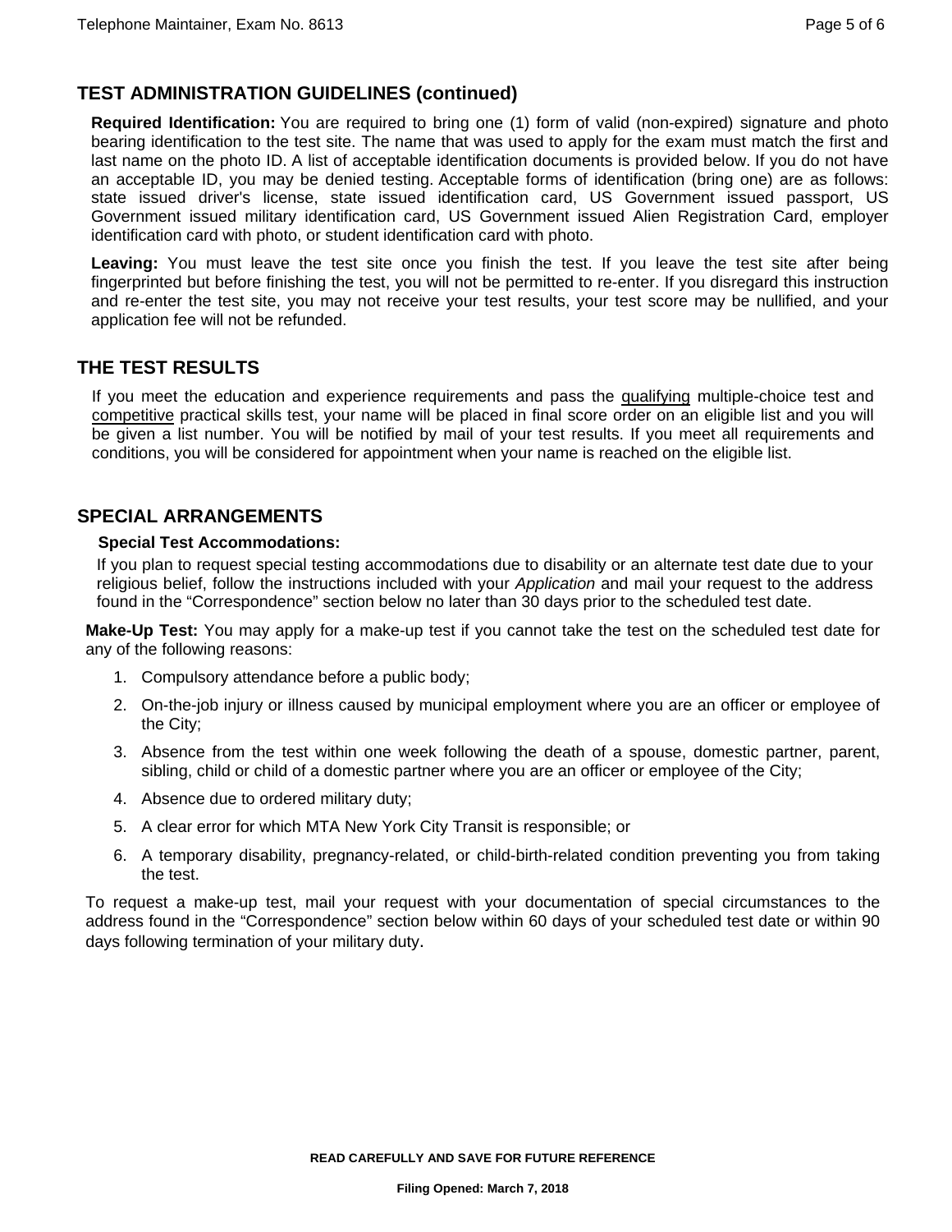## TEST ADMINISTRATION GUIDELINES (continued)

**Required Identification:** You are required to bring one (1) form of valid (non-expired) signature and photo bearing identification to the test site. The name that was used to apply for the exam must match the first and last name on the photo ID. A list of acceptable identification documents is provided below. If you do not have an acceptable ID, you may be denied testing. Acceptable forms of identification (bring one) are as follows: state issued driver's license, state issued identification card, US Government issued passport, US Government issued military identification card, US Government issued Alien Registration Card, employer identification card with photo, or student identification card with photo.

**Leaving:** You must leave the test site once you finish the test. If you leave the test site after being fingerprinted but before finishing the test, you will not be permitted to re-enter. If you disregard this instruction and re-enter the test site, you may not receive your test results, your test score may be nullified, and your application fee will not be refunded.

## THE TEST RESULTS

If you meet the education and experience requirements and pass the qualifying multiple-choice test and competitive practical skills test, your name will be placed in final score order on an eligible list and you will be given a list number. You will be notified by mail of your test results. If you meet all requirements and conditions, you will be considered for appointment when your name is reached on the eligible list.

## SPECIAL ARRANGEMENTS

**Special Test Accommodations:**

If you plan to request special testing accommodations due to disability or an alternate test date due to your religious belief, follow the instructions included with your *Application* and mail your request to the address found in the "Correspondence" section below no later than 30 days prior to the scheduled test date.

**Make-Up Test:** You may apply for a make-up test if you cannot take the test on the scheduled test date for any of the following reasons:

1. Compulsory attendance before a public body;
2. On-the-job injury or illness caused by municipal employment where you are an officer or employee of the City;
3. Absence from the test within one week following the death of a spouse, domestic partner, parent, sibling, child or child of a domestic partner where you are an officer or employee of the City;
4. Absence due to ordered military duty;
5. A clear error for which MTA New York City Transit is responsible; or
6. A temporary disability, pregnancy-related, or child-birth-related condition preventing you from taking the test.

To request a make-up test, mail your request with your documentation of special circumstances to the address found in the "Correspondence" section below within 60 days of your scheduled test date or within 90 days following termination of your military duty.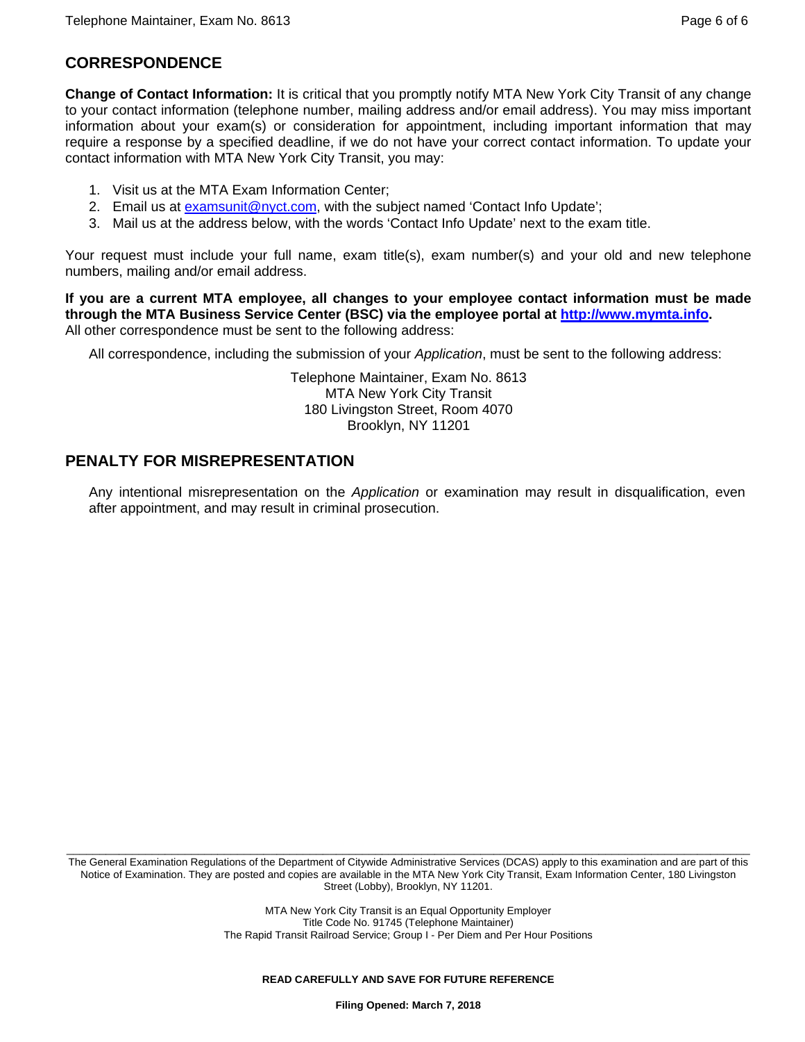## CORRESPONDENCE

**Change of Contact Information:** It is critical that you promptly notify MTA New York City Transit of any change to your contact information (telephone number, mailing address and/or email address). You may miss important information about your exam(s) or consideration for appointment, including important information that may require a response by a specified deadline, if we do not have your correct contact information. To update your contact information with MTA New York City Transit, you may:

1. Visit us at the MTA Exam Information Center;
2. Email us at examsunit@nyct.com, with the subject named 'Contact Info Update';
3. Mail us at the address below, with the words 'Contact Info Update' next to the exam title.

Your request must include your full name, exam title(s), exam number(s) and your old and new telephone numbers, mailing and/or email address.

**If you are a current MTA employee, all changes to your employee contact information must be made through the MTA Business Service Center (BSC) via the employee portal at http://www.mymta.info.**
All other correspondence must be sent to the following address:

All correspondence, including the submission of your *Application*, must be sent to the following address:

Telephone Maintainer, Exam No. 8613
MTA New York City Transit
180 Livingston Street, Room 4070
Brooklyn, NY 11201

## PENALTY FOR MISREPRESENTATION

Any intentional misrepresentation on the *Application* or examination may result in disqualification, even after appointment, and may result in criminal prosecution.

---

The General Examination Regulations of the Department of Citywide Administrative Services (DCAS) apply to this examination and are part of this Notice of Examination. They are posted and copies are available in the MTA New York City Transit, Exam Information Center, 180 Livingston Street (Lobby), Brooklyn, NY 11201.

MTA New York City Transit is an Equal Opportunity Employer
Title Code No. 91745 (Telephone Maintainer)
The Rapid Transit Railroad Service; Group I - Per Diem and Per Hour Positions

**READ CAREFULLY AND SAVE FOR FUTURE REFERENCE**

**Filing Opened: March 7, 2018**